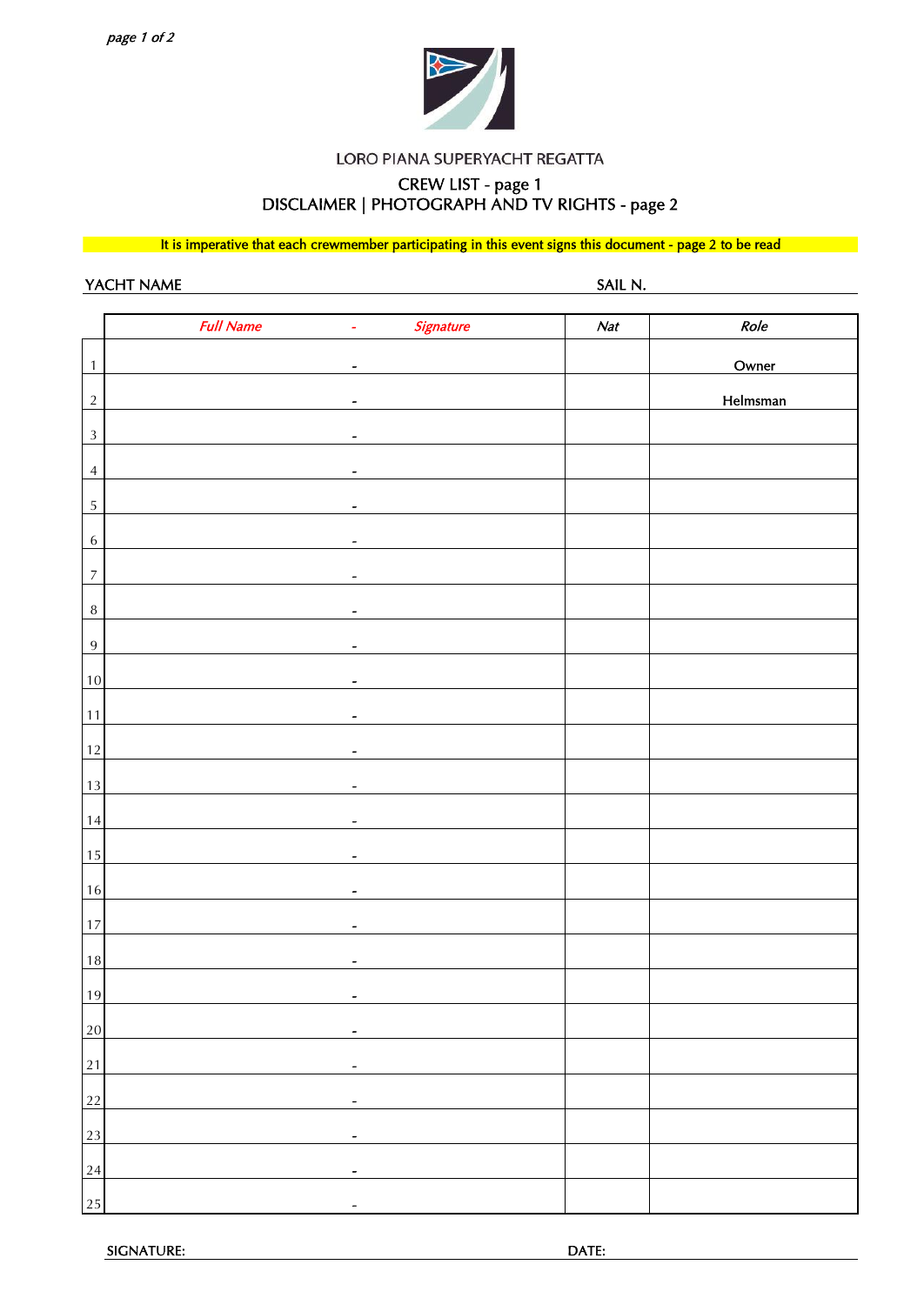LORO PIANA SUPERYACHT REGATTA

CREW LIST - page 1

DISCLAIMER | PHOTOGRAPH AND TV RIGHTS - page 2

**It is imperative that each crewmember participating in this event signs this document - page 2 to be read**

YACHT NAME SAIL N.

| | *Full Name - Signature* | *Nat* | *Role* |
|---|---|---|---|
| 1 | - | | Owner |
| 2 | - | | Helmsman |
| 3 | - | | |
| 4 | - | | |
| 5 | - | | |
| 6 | - | | |
| 7 | - | | |
| 8 | - | | |
| 9 | - | | |
| 10 | - | | |
| 11 | - | | |
| 12 | - | | |
| 13 | - | | |
| 14 | - | | |
| 15 | - | | |
| 16 | - | | |
| 17 | - | | |
| 18 | - | | |
| 19 | - | | |
| 20 | - | | |
| 21 | - | | |
| 22 | - | | |
| 23 | - | | |
| 24 | - | | |
| 25 | - | | |

SIGNATURE: DATE: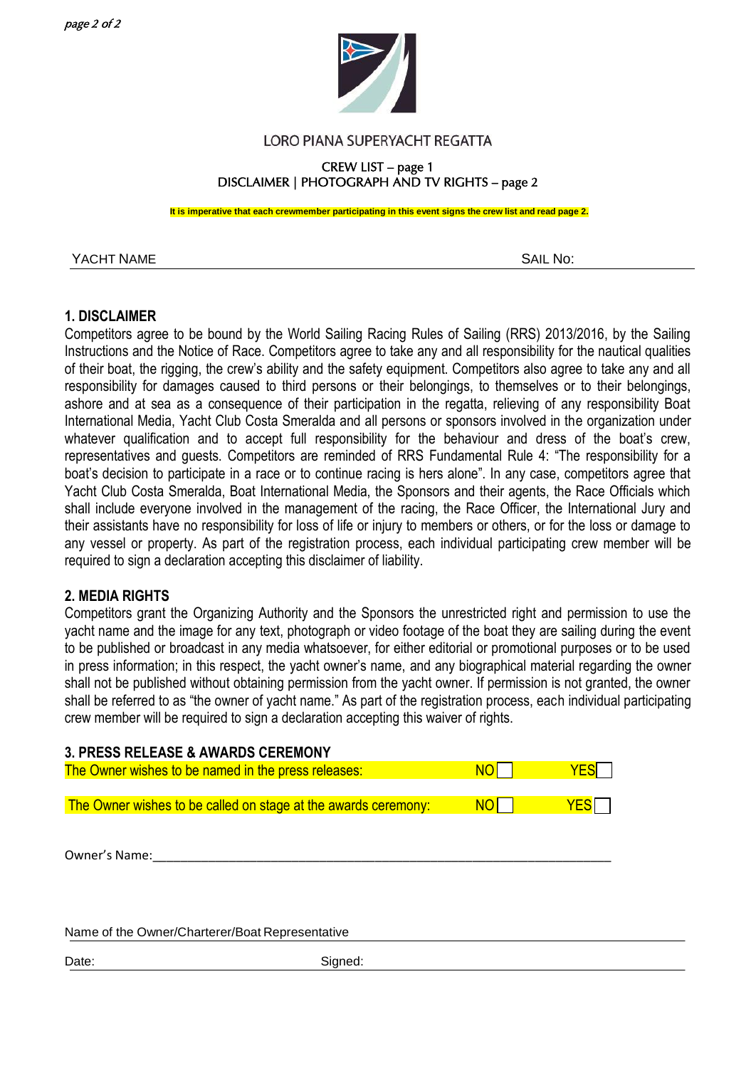LORO PIANA SUPERYACHT REGATTA

CREW LIST – page 1
DISCLAIMER | PHOTOGRAPH AND TV RIGHTS – page 2

**It is imperative that each crewmember participating in this event signs the crew list and read page 2.**

YACHT NAME SAIL No:

## 1. DISCLAIMER

Competitors agree to be bound by the World Sailing Racing Rules of Sailing (RRS) 2013/2016, by the Sailing Instructions and the Notice of Race. Competitors agree to take any and all responsibility for the nautical qualities of their boat, the rigging, the crew's ability and the safety equipment. Competitors also agree to take any and all responsibility for damages caused to third persons or their belongings, to themselves or to their belongings, ashore and at sea as a consequence of their participation in the regatta, relieving of any responsibility Boat International Media, Yacht Club Costa Smeralda and all persons or sponsors involved in the organization under whatever qualification and to accept full responsibility for the behaviour and dress of the boat's crew, representatives and guests. Competitors are reminded of RRS Fundamental Rule 4: "The responsibility for a boat's decision to participate in a race or to continue racing is hers alone". In any case, competitors agree that Yacht Club Costa Smeralda, Boat International Media, the Sponsors and their agents, the Race Officials which shall include everyone involved in the management of the racing, the Race Officer, the International Jury and their assistants have no responsibility for loss of life or injury to members or others, or for the loss or damage to any vessel or property. As part of the registration process, each individual participating crew member will be required to sign a declaration accepting this disclaimer of liability.

## 2. MEDIA RIGHTS

Competitors grant the Organizing Authority and the Sponsors the unrestricted right and permission to use the yacht name and the image for any text, photograph or video footage of the boat they are sailing during the event to be published or broadcast in any media whatsoever, for either editorial or promotional purposes or to be used in press information; in this respect, the yacht owner's name, and any biographical material regarding the owner shall not be published without obtaining permission from the yacht owner. If permission is not granted, the owner shall be referred to as "the owner of yacht name." As part of the registration process, each individual participating crew member will be required to sign a declaration accepting this waiver of rights.

## 3. PRESS RELEASE & AWARDS CEREMONY

The Owner wishes to be named in the press releases: NO ☐ YES ☐

The Owner wishes to be called on stage at the awards ceremony: NO ☐ YES ☐

Owner's Name:\_\_\_\_\_\_\_\_\_\_\_\_\_\_\_\_\_\_\_\_\_\_\_\_\_\_\_\_\_\_\_\_\_\_\_\_\_\_\_\_\_\_\_\_\_\_\_\_\_\_\_\_\_\_\_\_\_\_\_\_

Name of the Owner/Charterer/Boat Representative \_\_\_\_\_\_\_\_\_\_\_\_\_\_\_\_\_\_\_\_\_\_\_\_\_\_\_\_\_\_\_\_\_\_\_\_\_\_\_\_

Date: \_\_\_\_\_\_\_\_\_\_\_\_\_\_\_\_\_\_\_\_\_\_\_\_ Signed: \_\_\_\_\_\_\_\_\_\_\_\_\_\_\_\_\_\_\_\_\_\_\_\_\_\_\_\_\_\_\_\_\_\_\_\_\_\_\_\_